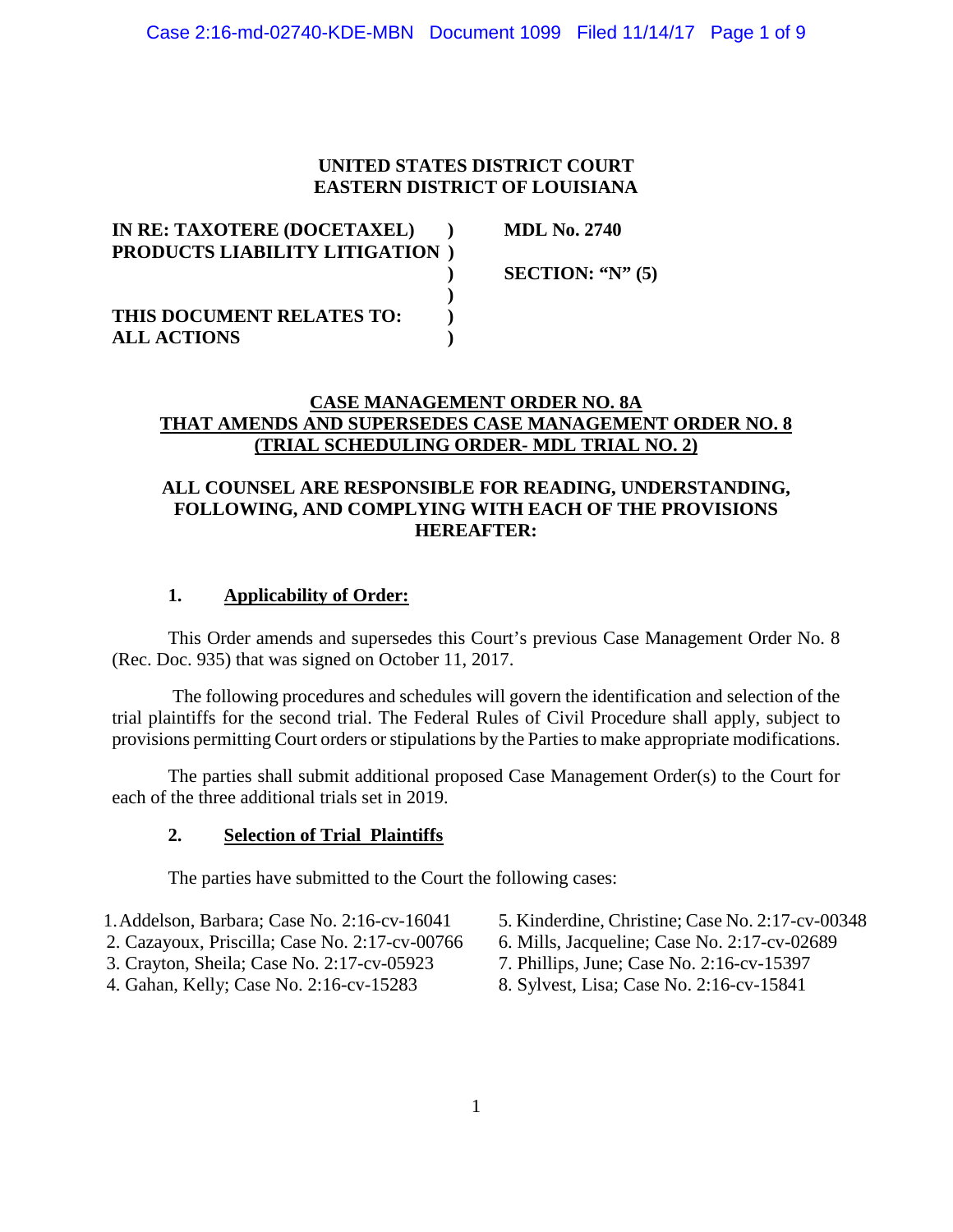**UNITED STATES DISTRICT COURT**
**EASTERN DISTRICT OF LOUISIANA**

| | | |
|---|---|---|
| **IN RE: TAXOTERE (DOCETAXEL) PRODUCTS LIABILITY LITIGATION** | **)** | **MDL No. 2740** |
| | **)** | **SECTION: "N" (5)** |
| **THIS DOCUMENT RELATES TO: ALL ACTIONS** | **)** | |

**CASE MANAGEMENT ORDER NO. 8A**
**THAT AMENDS AND SUPERSEDES CASE MANAGEMENT ORDER NO. 8**
**(TRIAL SCHEDULING ORDER- MDL TRIAL NO. 2)**

**ALL COUNSEL ARE RESPONSIBLE FOR READING, UNDERSTANDING, FOLLOWING, AND COMPLYING WITH EACH OF THE PROVISIONS HEREAFTER:**

## 1. Applicability of Order:

This Order amends and supersedes this Court's previous Case Management Order No. 8 (Rec. Doc. 935) that was signed on October 11, 2017.

The following procedures and schedules will govern the identification and selection of the trial plaintiffs for the second trial. The Federal Rules of Civil Procedure shall apply, subject to provisions permitting Court orders or stipulations by the Parties to make appropriate modifications.

The parties shall submit additional proposed Case Management Order(s) to the Court for each of the three additional trials set in 2019.

## 2. Selection of Trial Plaintiffs

The parties have submitted to the Court the following cases:

1. Addelson, Barbara; Case No. 2:16-cv-16041
2. Cazayoux, Priscilla; Case No. 2:17-cv-00766
3. Crayton, Sheila; Case No. 2:17-cv-05923
4. Gahan, Kelly; Case No. 2:16-cv-15283
5. Kinderdine, Christine; Case No. 2:17-cv-00348
6. Mills, Jacqueline; Case No. 2:17-cv-02689
7. Phillips, June; Case No. 2:16-cv-15397
8. Sylvest, Lisa; Case No. 2:16-cv-15841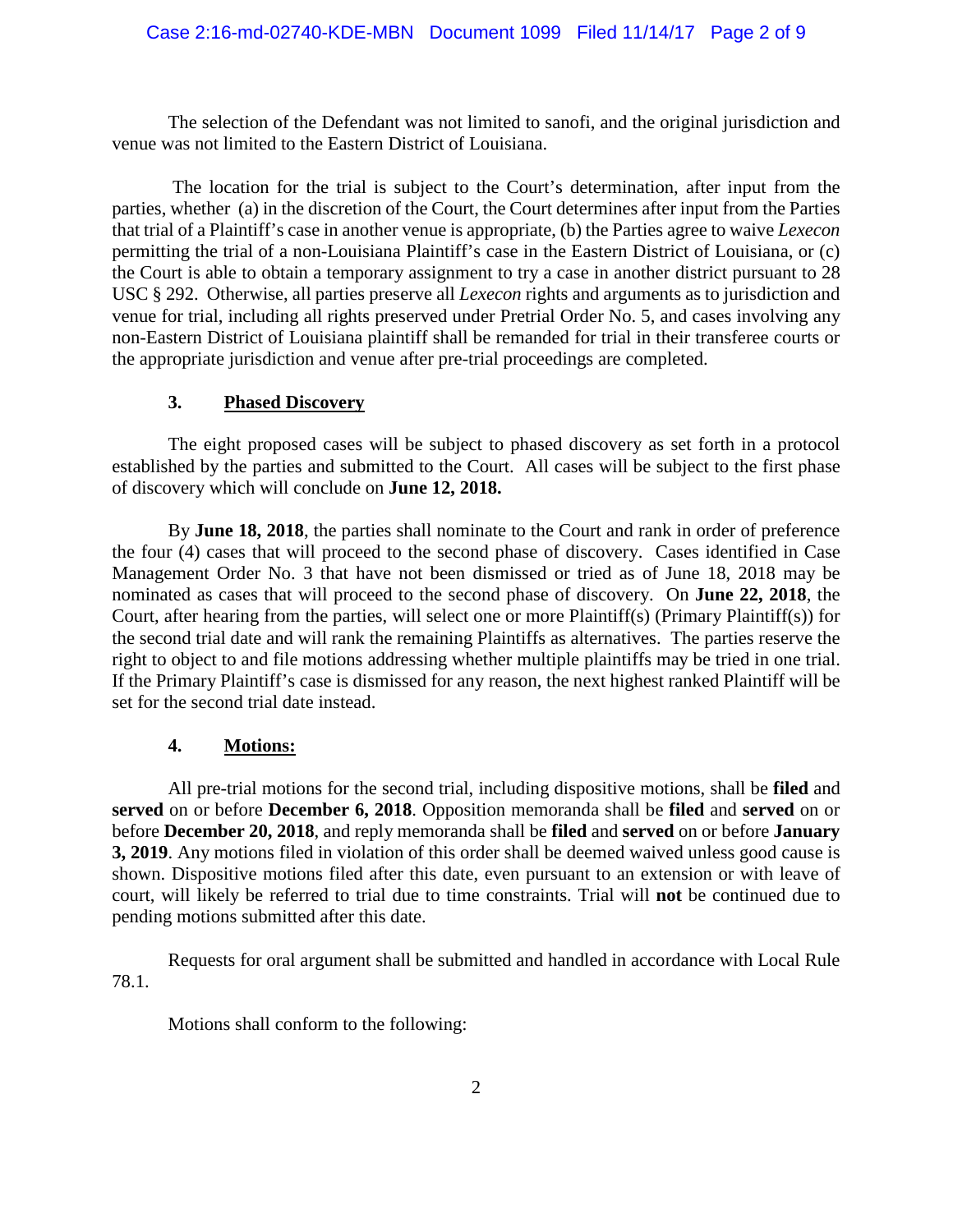The selection of the Defendant was not limited to sanofi, and the original jurisdiction and venue was not limited to the Eastern District of Louisiana.

The location for the trial is subject to the Court's determination, after input from the parties, whether (a) in the discretion of the Court, the Court determines after input from the Parties that trial of a Plaintiff's case in another venue is appropriate, (b) the Parties agree to waive *Lexecon* permitting the trial of a non-Louisiana Plaintiff's case in the Eastern District of Louisiana, or (c) the Court is able to obtain a temporary assignment to try a case in another district pursuant to 28 USC § 292. Otherwise, all parties preserve all *Lexecon* rights and arguments as to jurisdiction and venue for trial, including all rights preserved under Pretrial Order No. 5, and cases involving any non-Eastern District of Louisiana plaintiff shall be remanded for trial in their transferee courts or the appropriate jurisdiction and venue after pre-trial proceedings are completed.

### 3. Phased Discovery

The eight proposed cases will be subject to phased discovery as set forth in a protocol established by the parties and submitted to the Court. All cases will be subject to the first phase of discovery which will conclude on **June 12, 2018.**

By **June 18, 2018**, the parties shall nominate to the Court and rank in order of preference the four (4) cases that will proceed to the second phase of discovery. Cases identified in Case Management Order No. 3 that have not been dismissed or tried as of June 18, 2018 may be nominated as cases that will proceed to the second phase of discovery. On **June 22, 2018**, the Court, after hearing from the parties, will select one or more Plaintiff(s) (Primary Plaintiff(s)) for the second trial date and will rank the remaining Plaintiffs as alternatives. The parties reserve the right to object to and file motions addressing whether multiple plaintiffs may be tried in one trial. If the Primary Plaintiff's case is dismissed for any reason, the next highest ranked Plaintiff will be set for the second trial date instead.

### 4. Motions:

All pre-trial motions for the second trial, including dispositive motions, shall be **filed** and **served** on or before **December 6, 2018**. Opposition memoranda shall be **filed** and **served** on or before **December 20, 2018**, and reply memoranda shall be **filed** and **served** on or before **January 3, 2019**. Any motions filed in violation of this order shall be deemed waived unless good cause is shown. Dispositive motions filed after this date, even pursuant to an extension or with leave of court, will likely be referred to trial due to time constraints. Trial will **not** be continued due to pending motions submitted after this date.

Requests for oral argument shall be submitted and handled in accordance with Local Rule 78.1.

Motions shall conform to the following: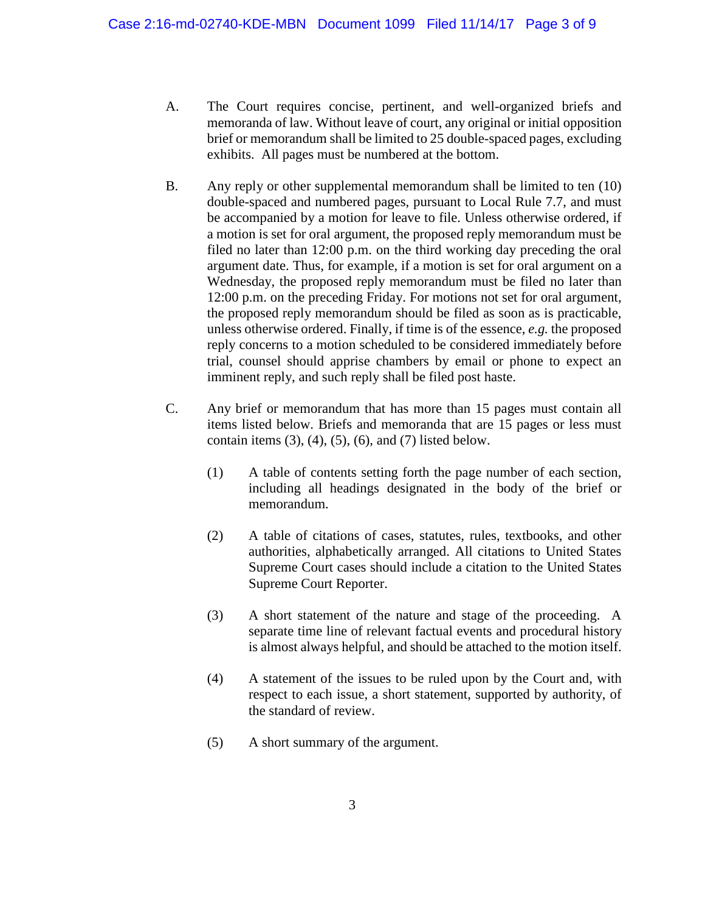A. The Court requires concise, pertinent, and well-organized briefs and memoranda of law. Without leave of court, any original or initial opposition brief or memorandum shall be limited to 25 double-spaced pages, excluding exhibits. All pages must be numbered at the bottom.

B. Any reply or other supplemental memorandum shall be limited to ten (10) double-spaced and numbered pages, pursuant to Local Rule 7.7, and must be accompanied by a motion for leave to file. Unless otherwise ordered, if a motion is set for oral argument, the proposed reply memorandum must be filed no later than 12:00 p.m. on the third working day preceding the oral argument date. Thus, for example, if a motion is set for oral argument on a Wednesday, the proposed reply memorandum must be filed no later than 12:00 p.m. on the preceding Friday. For motions not set for oral argument, the proposed reply memorandum should be filed as soon as is practicable, unless otherwise ordered. Finally, if time is of the essence, *e.g.* the proposed reply concerns to a motion scheduled to be considered immediately before trial, counsel should apprise chambers by email or phone to expect an imminent reply, and such reply shall be filed post haste.

C. Any brief or memorandum that has more than 15 pages must contain all items listed below. Briefs and memoranda that are 15 pages or less must contain items (3), (4), (5), (6), and (7) listed below.

   (1) A table of contents setting forth the page number of each section, including all headings designated in the body of the brief or memorandum.

   (2) A table of citations of cases, statutes, rules, textbooks, and other authorities, alphabetically arranged. All citations to United States Supreme Court cases should include a citation to the United States Supreme Court Reporter.

   (3) A short statement of the nature and stage of the proceeding. A separate time line of relevant factual events and procedural history is almost always helpful, and should be attached to the motion itself.

   (4) A statement of the issues to be ruled upon by the Court and, with respect to each issue, a short statement, supported by authority, of the standard of review.

   (5) A short summary of the argument.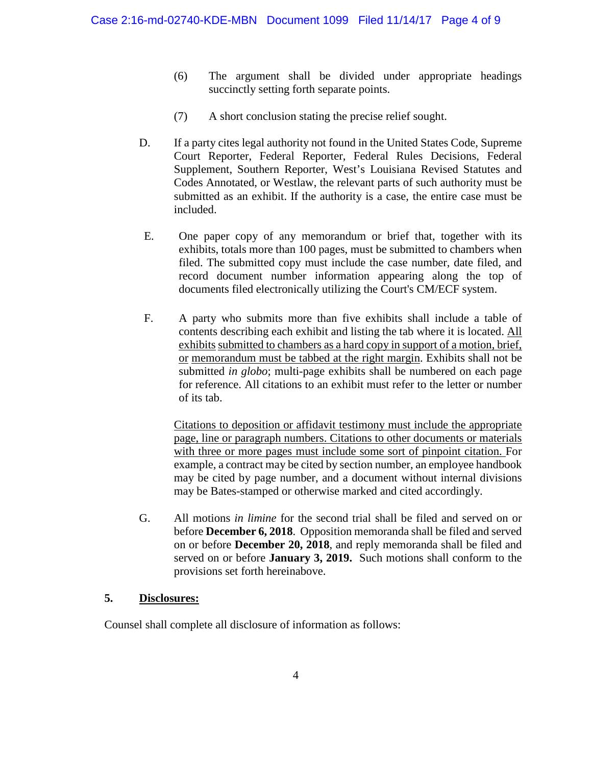(6) The argument shall be divided under appropriate headings succinctly setting forth separate points.

(7) A short conclusion stating the precise relief sought.

D. If a party cites legal authority not found in the United States Code, Supreme Court Reporter, Federal Reporter, Federal Rules Decisions, Federal Supplement, Southern Reporter, West's Louisiana Revised Statutes and Codes Annotated, or Westlaw, the relevant parts of such authority must be submitted as an exhibit. If the authority is a case, the entire case must be included.

E. One paper copy of any memorandum or brief that, together with its exhibits, totals more than 100 pages, must be submitted to chambers when filed. The submitted copy must include the case number, date filed, and record document number information appearing along the top of documents filed electronically utilizing the Court's CM/ECF system.

F. A party who submits more than five exhibits shall include a table of contents describing each exhibit and listing the tab where it is located. <u>All exhibits submitted to chambers as a hard copy in support of a motion, brief, or memorandum must be tabbed at the right margin</u>. Exhibits shall not be submitted *in globo*; multi-page exhibits shall be numbered on each page for reference. All citations to an exhibit must refer to the letter or number of its tab.

<u>Citations to deposition or affidavit testimony must include the appropriate page, line or paragraph numbers. Citations to other documents or materials with three or more pages must include some sort of pinpoint citation.</u> For example, a contract may be cited by section number, an employee handbook may be cited by page number, and a document without internal divisions may be Bates-stamped or otherwise marked and cited accordingly.

G. All motions *in limine* for the second trial shall be filed and served on or before **December 6, 2018**. Opposition memoranda shall be filed and served on or before **December 20, 2018**, and reply memoranda shall be filed and served on or before **January 3, 2019.** Such motions shall conform to the provisions set forth hereinabove.

**5. <u>Disclosures:</u>**

Counsel shall complete all disclosure of information as follows: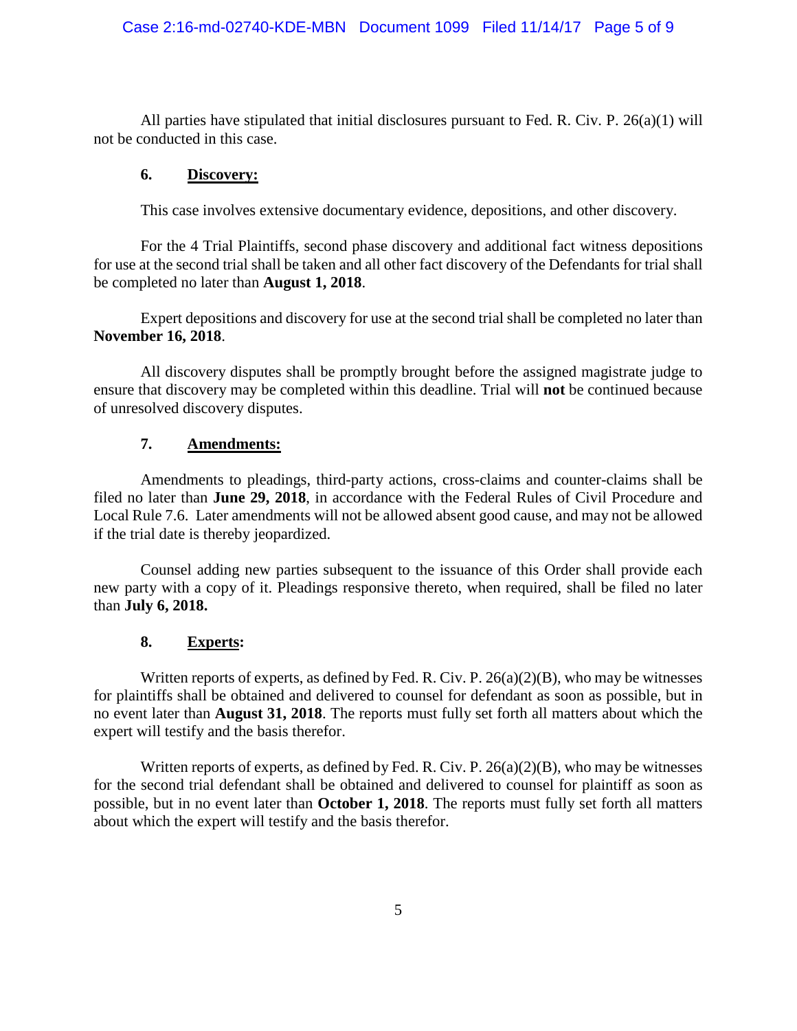All parties have stipulated that initial disclosures pursuant to Fed. R. Civ. P. 26(a)(1) will not be conducted in this case.

### 6. Discovery:

This case involves extensive documentary evidence, depositions, and other discovery.

For the 4 Trial Plaintiffs, second phase discovery and additional fact witness depositions for use at the second trial shall be taken and all other fact discovery of the Defendants for trial shall be completed no later than **August 1, 2018**.

Expert depositions and discovery for use at the second trial shall be completed no later than **November 16, 2018**.

All discovery disputes shall be promptly brought before the assigned magistrate judge to ensure that discovery may be completed within this deadline. Trial will **not** be continued because of unresolved discovery disputes.

### 7. Amendments:

Amendments to pleadings, third-party actions, cross-claims and counter-claims shall be filed no later than **June 29, 2018**, in accordance with the Federal Rules of Civil Procedure and Local Rule 7.6. Later amendments will not be allowed absent good cause, and may not be allowed if the trial date is thereby jeopardized.

Counsel adding new parties subsequent to the issuance of this Order shall provide each new party with a copy of it. Pleadings responsive thereto, when required, shall be filed no later than **July 6, 2018.**

### 8. Experts:

Written reports of experts, as defined by Fed. R. Civ. P. 26(a)(2)(B), who may be witnesses for plaintiffs shall be obtained and delivered to counsel for defendant as soon as possible, but in no event later than **August 31, 2018**. The reports must fully set forth all matters about which the expert will testify and the basis therefor.

Written reports of experts, as defined by Fed. R. Civ. P. 26(a)(2)(B), who may be witnesses for the second trial defendant shall be obtained and delivered to counsel for plaintiff as soon as possible, but in no event later than **October 1, 2018**. The reports must fully set forth all matters about which the expert will testify and the basis therefor.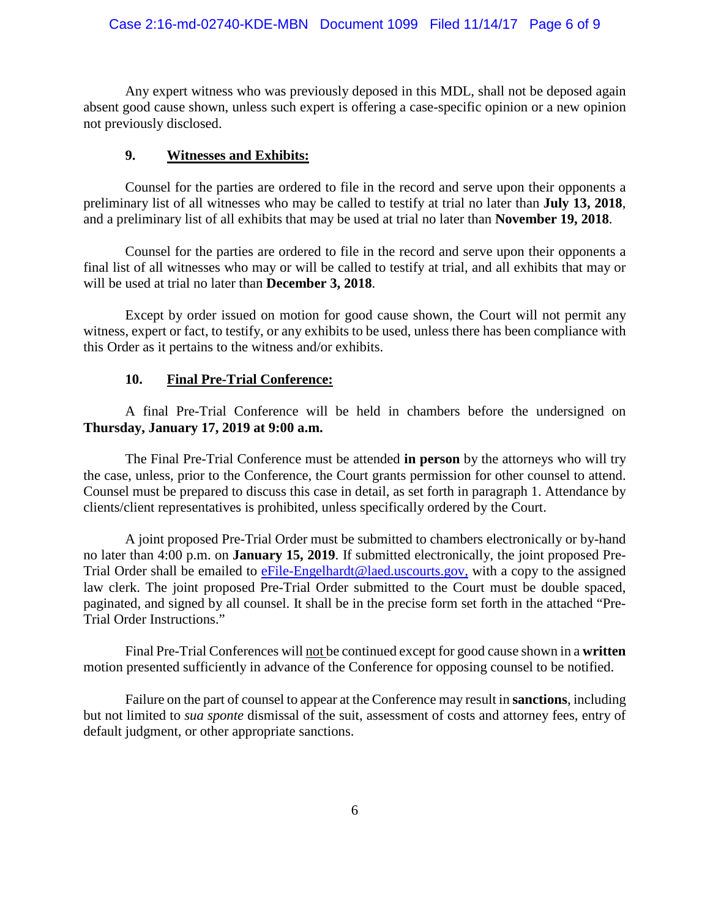Any expert witness who was previously deposed in this MDL, shall not be deposed again absent good cause shown, unless such expert is offering a case-specific opinion or a new opinion not previously disclosed.

### 9. Witnesses and Exhibits:

Counsel for the parties are ordered to file in the record and serve upon their opponents a preliminary list of all witnesses who may be called to testify at trial no later than **July 13, 2018**, and a preliminary list of all exhibits that may be used at trial no later than **November 19, 2018**.

Counsel for the parties are ordered to file in the record and serve upon their opponents a final list of all witnesses who may or will be called to testify at trial, and all exhibits that may or will be used at trial no later than **December 3, 2018**.

Except by order issued on motion for good cause shown, the Court will not permit any witness, expert or fact, to testify, or any exhibits to be used, unless there has been compliance with this Order as it pertains to the witness and/or exhibits.

### 10. Final Pre-Trial Conference:

A final Pre-Trial Conference will be held in chambers before the undersigned on **Thursday, January 17, 2019 at 9:00 a.m.**

The Final Pre-Trial Conference must be attended **in person** by the attorneys who will try the case, unless, prior to the Conference, the Court grants permission for other counsel to attend. Counsel must be prepared to discuss this case in detail, as set forth in paragraph 1. Attendance by clients/client representatives is prohibited, unless specifically ordered by the Court.

A joint proposed Pre-Trial Order must be submitted to chambers electronically or by-hand no later than 4:00 p.m. on **January 15, 2019**. If submitted electronically, the joint proposed Pre-Trial Order shall be emailed to eFile-Engelhardt@laed.uscourts.gov, with a copy to the assigned law clerk. The joint proposed Pre-Trial Order submitted to the Court must be double spaced, paginated, and signed by all counsel. It shall be in the precise form set forth in the attached "Pre-Trial Order Instructions."

Final Pre-Trial Conferences will not be continued except for good cause shown in a **written** motion presented sufficiently in advance of the Conference for opposing counsel to be notified.

Failure on the part of counsel to appear at the Conference may result in **sanctions**, including but not limited to *sua sponte* dismissal of the suit, assessment of costs and attorney fees, entry of default judgment, or other appropriate sanctions.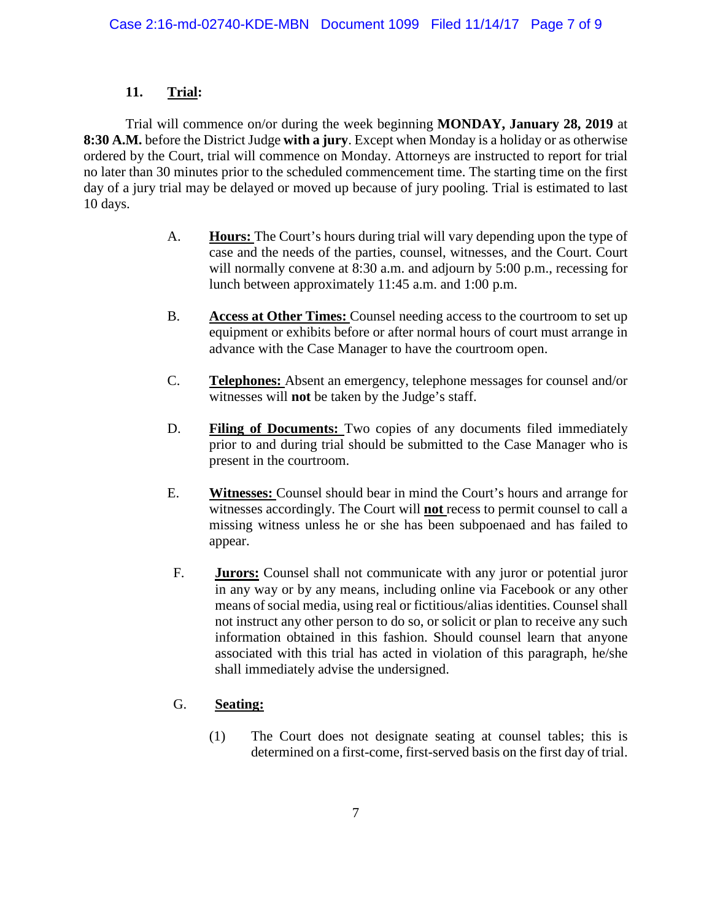## 11. Trial:

Trial will commence on/or during the week beginning **MONDAY, January 28, 2019** at **8:30 A.M.** before the District Judge **with a jury**. Except when Monday is a holiday or as otherwise ordered by the Court, trial will commence on Monday. Attorneys are instructed to report for trial no later than 30 minutes prior to the scheduled commencement time. The starting time on the first day of a jury trial may be delayed or moved up because of jury pooling. Trial is estimated to last 10 days.

A. **Hours:** The Court's hours during trial will vary depending upon the type of case and the needs of the parties, counsel, witnesses, and the Court. Court will normally convene at 8:30 a.m. and adjourn by 5:00 p.m., recessing for lunch between approximately 11:45 a.m. and 1:00 p.m.

B. **Access at Other Times:** Counsel needing access to the courtroom to set up equipment or exhibits before or after normal hours of court must arrange in advance with the Case Manager to have the courtroom open.

C. **Telephones:** Absent an emergency, telephone messages for counsel and/or witnesses will **not** be taken by the Judge's staff.

D. **Filing of Documents:** Two copies of any documents filed immediately prior to and during trial should be submitted to the Case Manager who is present in the courtroom.

E. **Witnesses:** Counsel should bear in mind the Court's hours and arrange for witnesses accordingly. The Court will **not** recess to permit counsel to call a missing witness unless he or she has been subpoenaed and has failed to appear.

F. **Jurors:** Counsel shall not communicate with any juror or potential juror in any way or by any means, including online via Facebook or any other means of social media, using real or fictitious/alias identities. Counsel shall not instruct any other person to do so, or solicit or plan to receive any such information obtained in this fashion. Should counsel learn that anyone associated with this trial has acted in violation of this paragraph, he/she shall immediately advise the undersigned.

G. **Seating:**

(1) The Court does not designate seating at counsel tables; this is determined on a first-come, first-served basis on the first day of trial.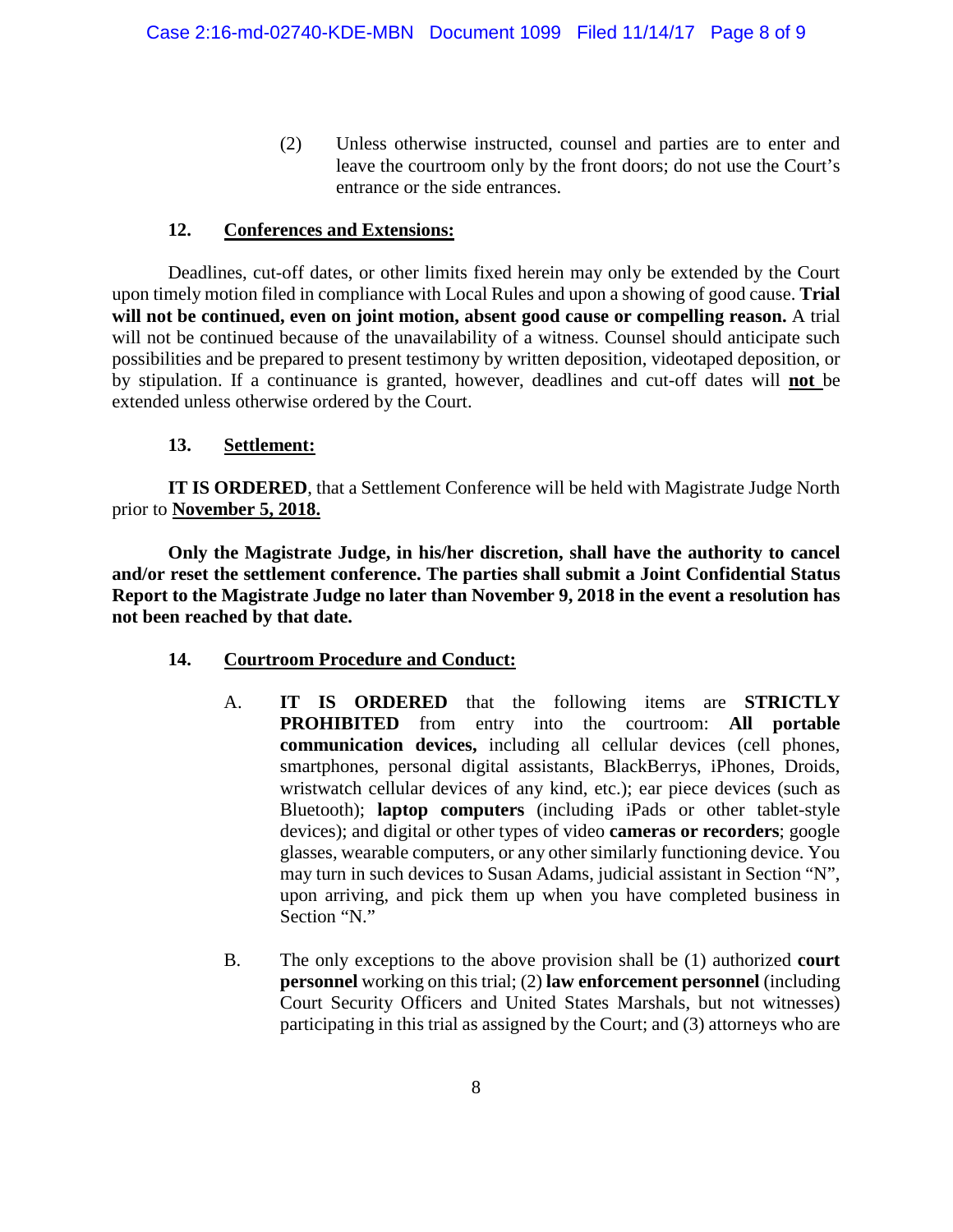(2) Unless otherwise instructed, counsel and parties are to enter and leave the courtroom only by the front doors; do not use the Court's entrance or the side entrances.

### 12. Conferences and Extensions:

Deadlines, cut-off dates, or other limits fixed herein may only be extended by the Court upon timely motion filed in compliance with Local Rules and upon a showing of good cause. **Trial will not be continued, even on joint motion, absent good cause or compelling reason.** A trial will not be continued because of the unavailability of a witness. Counsel should anticipate such possibilities and be prepared to present testimony by written deposition, videotaped deposition, or by stipulation. If a continuance is granted, however, deadlines and cut-off dates will **not** be extended unless otherwise ordered by the Court.

### 13. Settlement:

**IT IS ORDERED**, that a Settlement Conference will be held with Magistrate Judge North prior to **November 5, 2018.**

**Only the Magistrate Judge, in his/her discretion, shall have the authority to cancel and/or reset the settlement conference. The parties shall submit a Joint Confidential Status Report to the Magistrate Judge no later than November 9, 2018 in the event a resolution has not been reached by that date.**

### 14. Courtroom Procedure and Conduct:

A. **IT IS ORDERED** that the following items are **STRICTLY PROHIBITED** from entry into the courtroom: **All portable communication devices,** including all cellular devices (cell phones, smartphones, personal digital assistants, BlackBerrys, iPhones, Droids, wristwatch cellular devices of any kind, etc.); ear piece devices (such as Bluetooth); **laptop computers** (including iPads or other tablet-style devices); and digital or other types of video **cameras or recorders**; google glasses, wearable computers, or any other similarly functioning device. You may turn in such devices to Susan Adams, judicial assistant in Section "N", upon arriving, and pick them up when you have completed business in Section "N."

B. The only exceptions to the above provision shall be (1) authorized **court personnel** working on this trial; (2) **law enforcement personnel** (including Court Security Officers and United States Marshals, but not witnesses) participating in this trial as assigned by the Court; and (3) attorneys who are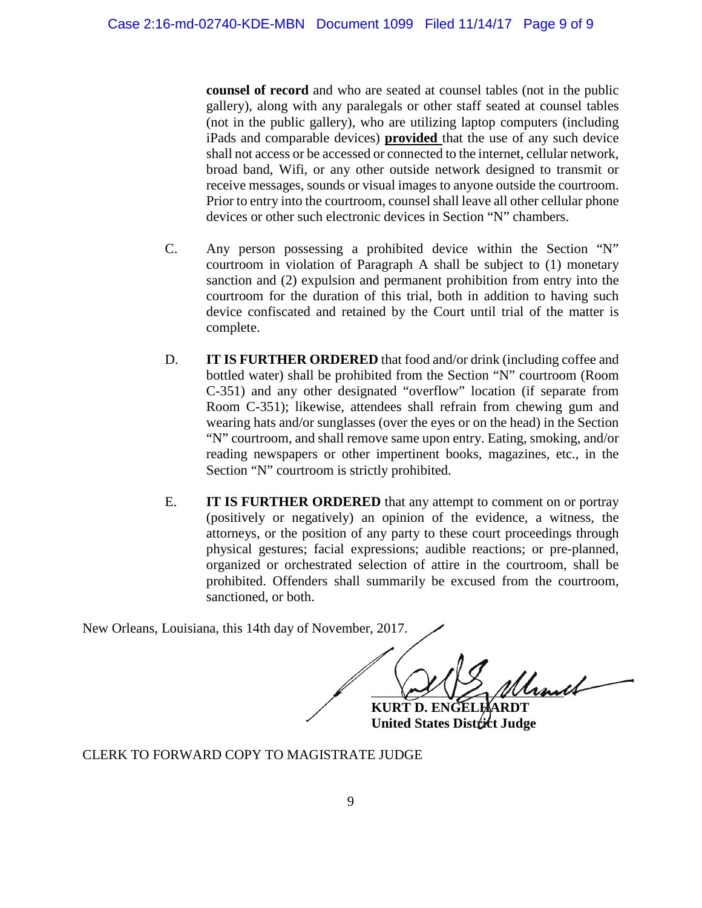**counsel of record** and who are seated at counsel tables (not in the public gallery), along with any paralegals or other staff seated at counsel tables (not in the public gallery), who are utilizing laptop computers (including iPads and comparable devices) **provided** that the use of any such device shall not access or be accessed or connected to the internet, cellular network, broad band, Wifi, or any other outside network designed to transmit or receive messages, sounds or visual images to anyone outside the courtroom. Prior to entry into the courtroom, counsel shall leave all other cellular phone devices or other such electronic devices in Section "N" chambers.

C. Any person possessing a prohibited device within the Section "N" courtroom in violation of Paragraph A shall be subject to (1) monetary sanction and (2) expulsion and permanent prohibition from entry into the courtroom for the duration of this trial, both in addition to having such device confiscated and retained by the Court until trial of the matter is complete.

D. **IT IS FURTHER ORDERED** that food and/or drink (including coffee and bottled water) shall be prohibited from the Section "N" courtroom (Room C-351) and any other designated "overflow" location (if separate from Room C-351); likewise, attendees shall refrain from chewing gum and wearing hats and/or sunglasses (over the eyes or on the head) in the Section "N" courtroom, and shall remove same upon entry. Eating, smoking, and/or reading newspapers or other impertinent books, magazines, etc., in the Section "N" courtroom is strictly prohibited.

E. **IT IS FURTHER ORDERED** that any attempt to comment on or portray (positively or negatively) an opinion of the evidence, a witness, the attorneys, or the position of any party to these court proceedings through physical gestures; facial expressions; audible reactions; or pre-planned, organized or orchestrated selection of attire in the courtroom, shall be prohibited. Offenders shall summarily be excused from the courtroom, sanctioned, or both.

New Orleans, Louisiana, this 14th day of November, 2017.

**KURT D. ENGELHARDT**
**United States District Judge**

CLERK TO FORWARD COPY TO MAGISTRATE JUDGE